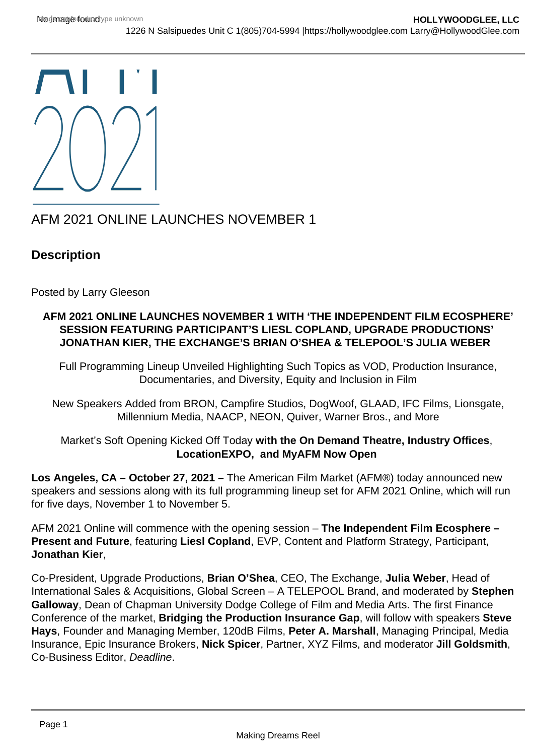# AFM 2021 ONLINE LAUNCHES NOVEMBER 1

## Description

Posted by Larry Gleeson

**AFM 2021 ONLINE LAUNCHES NOVEMBER 1 WITH 'THE INDEPENDENT FILM ECOSPHERE' SESSION FEATURING PARTICIPANT'S LIESL COPLAND, UPGRADE PRODUCTIONS' JONATHAN KIER, THE EXCHANGE'S BRIAN O'SHEA & TELEPOOL'S JULIA WEBER**

Full Programming Lineup Unveiled Highlighting Such Topics as VOD, Production Insurance, Documentaries, and Diversity, Equity and Inclusion in Film

New Speakers Added from BRON, Campfire Studios, DogWoof, GLAAD, IFC Films, Lionsgate, Millennium Media, NAACP, NEON, Quiver, Warner Bros., and More

Market's Soft Opening Kicked Off Today **with the On Demand Theatre, Industry Offices**, **LocationEXPO, and MyAFM Now Open**

**Los Angeles, CA – October 27, 2021 –** The American Film Market (AFM®) today announced new speakers and sessions along with its full programming lineup set for AFM 2021 Online, which will run for five days, November 1 to November 5.

AFM 2021 Online will commence with the opening session – **The Independent Film Ecosphere – Present and Future**, featuring **Liesl Copland**, EVP, Content and Platform Strategy, Participant, **Jonathan Kier**,

Co-President, Upgrade Productions, **Brian O'Shea**, CEO, The Exchange, **Julia Weber**, Head of International Sales & Acquisitions, Global Screen – A TELEPOOL Brand, and moderated by **Stephen Galloway**, Dean of Chapman University Dodge College of Film and Media Arts. The first Finance Conference of the market, **Bridging the Production Insurance Gap**, will follow with speakers **Steve Hays**, Founder and Managing Member, 120dB Films, **Peter A. Marshall**, Managing Principal, Media Insurance, Epic Insurance Brokers, **Nick Spicer**, Partner, XYZ Films, and moderator **Jill Goldsmith**, Co-Business Editor, *Deadline*.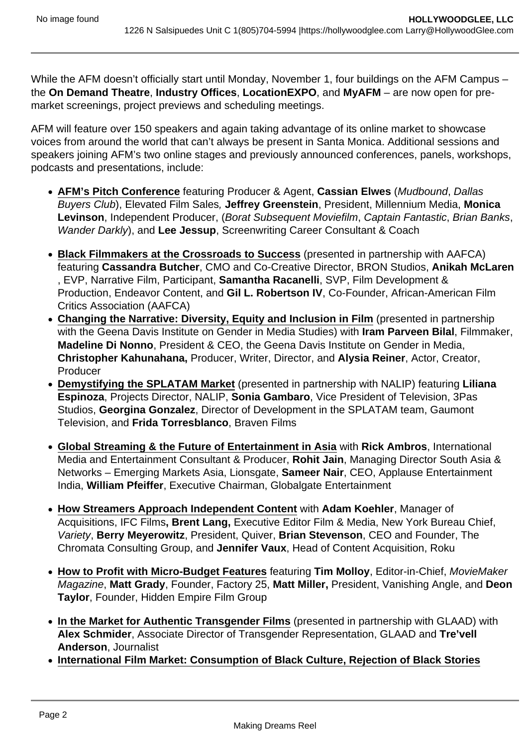While the AFM doesn't officially start until Monday, November 1, four buildings on the AFM Campus – the **On Demand Theatre**, **Industry Offices**, **LocationEXPO**, and **MyAFM** – are now open for pre-market screenings, project previews and scheduling meetings.

AFM will feature over 150 speakers and again taking advantage of its online market to showcase voices from around the world that can't always be present in Santa Monica. Additional sessions and speakers joining AFM's two online stages and previously announced conferences, panels, workshops, podcasts and presentations, include:

- **AFM's Pitch Conference** featuring Producer & Agent, **Cassian Elwes** (*Mudbound*, *Dallas Buyers Club*), Elevated Film Sales, **Jeffrey Greenstein**, President, Millennium Media, **Monica Levinson**, Independent Producer, (*Borat Subsequent Moviefilm*, *Captain Fantastic*, *Brian Banks*, *Wander Darkly*), and **Lee Jessup**, Screenwriting Career Consultant & Coach
- **Black Filmmakers at the Crossroads to Success** (presented in partnership with AAFCA) featuring **Cassandra Butcher**, CMO and Co-Creative Director, BRON Studios, **Anikah McLaren**, EVP, Narrative Film, Participant, **Samantha Racanelli**, SVP, Film Development & Production, Endeavor Content, and **Gil L. Robertson IV**, Co-Founder, African-American Film Critics Association (AAFCA)
- **Changing the Narrative: Diversity, Equity and Inclusion in Film** (presented in partnership with the Geena Davis Institute on Gender in Media Studies) with **Iram Parveen Bilal**, Filmmaker, **Madeline Di Nonno**, President & CEO, the Geena Davis Institute on Gender in Media, **Christopher Kahunahana,** Producer, Writer, Director, and **Alysia Reiner**, Actor, Creator, Producer
- **Demystifying the SPLATAM Market** (presented in partnership with NALIP) featuring **Liliana Espinoza**, Projects Director, NALIP, **Sonia Gambaro**, Vice President of Television, 3Pas Studios, **Georgina Gonzalez**, Director of Development in the SPLATAM team, Gaumont Television, and **Frida Torresblanco**, Braven Films
- **Global Streaming & the Future of Entertainment in Asia** with **Rick Ambros**, International Media and Entertainment Consultant & Producer, **Rohit Jain**, Managing Director South Asia & Networks – Emerging Markets Asia, Lionsgate, **Sameer Nair**, CEO, Applause Entertainment India, **William Pfeiffer**, Executive Chairman, Globalgate Entertainment
- **How Streamers Approach Independent Content** with **Adam Koehler**, Manager of Acquisitions, IFC Films**, Brent Lang,** Executive Editor Film & Media, New York Bureau Chief, *Variety*, **Berry Meyerowitz**, President, Quiver, **Brian Stevenson**, CEO and Founder, The Chromata Consulting Group, and **Jennifer Vaux**, Head of Content Acquisition, Roku
- **How to Profit with Micro-Budget Features** featuring **Tim Molloy**, Editor-in-Chief, *MovieMaker Magazine*, **Matt Grady**, Founder, Factory 25, **Matt Miller,** President, Vanishing Angle, and **Deon Taylor**, Founder, Hidden Empire Film Group
- **In the Market for Authentic Transgender Films** (presented in partnership with GLAAD) with **Alex Schmider**, Associate Director of Transgender Representation, GLAAD and **Tre'vell Anderson**, Journalist
- **International Film Market: Consumption of Black Culture, Rejection of Black Stories**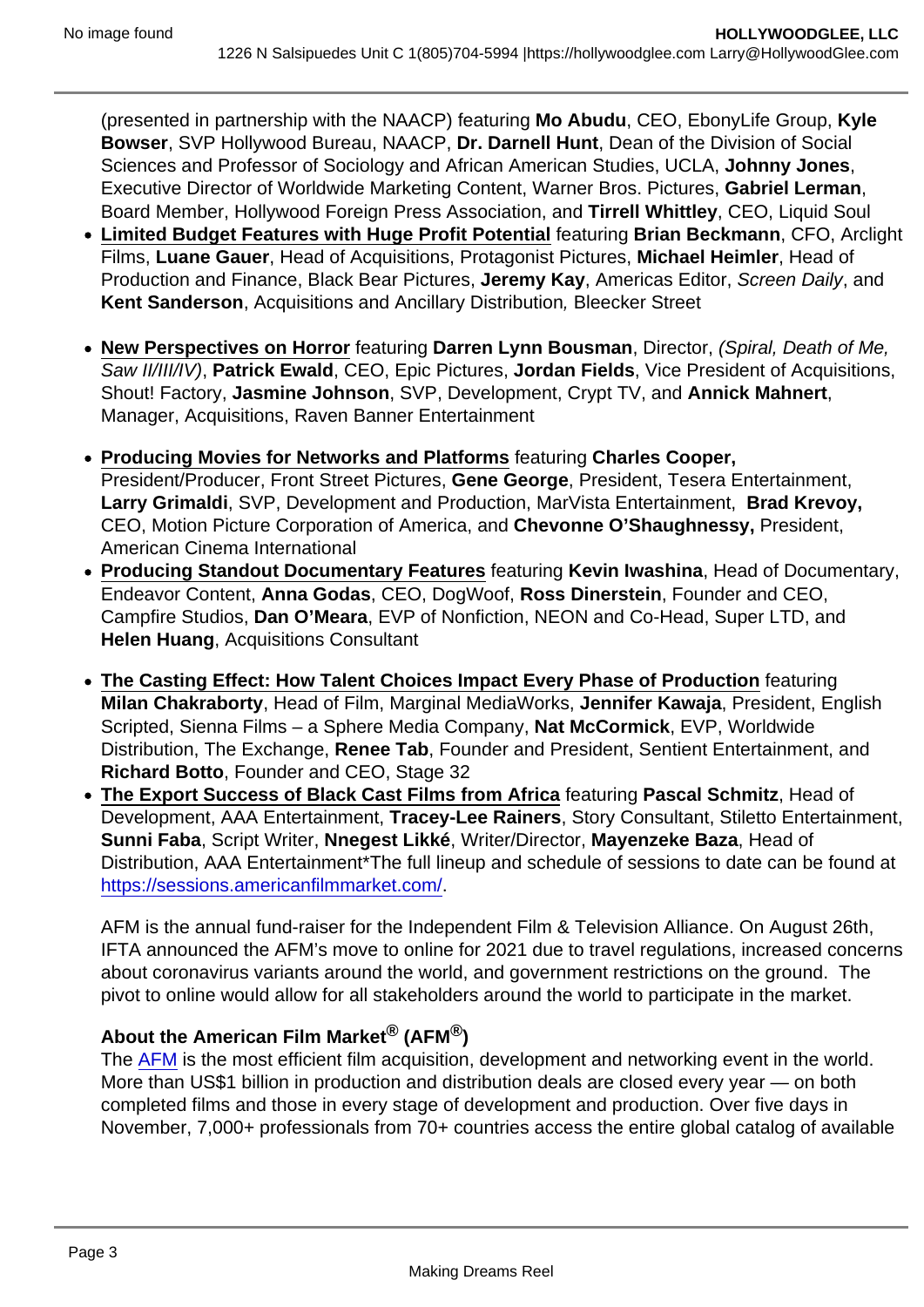(presented in partnership with the NAACP) featuring **Mo Abudu**, CEO, EbonyLife Group, **Kyle Bowser**, SVP Hollywood Bureau, NAACP, **Dr. Darnell Hunt**, Dean of the Division of Social Sciences and Professor of Sociology and African American Studies, UCLA, **Johnny Jones**, Executive Director of Worldwide Marketing Content, Warner Bros. Pictures, **Gabriel Lerman**, Board Member, Hollywood Foreign Press Association, and **Tirrell Whittley**, CEO, Liquid Soul

- **Limited Budget Features with Huge Profit Potential** featuring **Brian Beckmann**, CFO, Arclight Films, **Luane Gauer**, Head of Acquisitions, Protagonist Pictures, **Michael Heimler**, Head of Production and Finance, Black Bear Pictures, **Jeremy Kay**, Americas Editor, *Screen Daily*, and **Kent Sanderson**, Acquisitions and Ancillary Distribution, Bleecker Street
- **New Perspectives on Horror** featuring **Darren Lynn Bousman**, Director, *(Spiral, Death of Me, Saw II/III/IV)*, **Patrick Ewald**, CEO, Epic Pictures, **Jordan Fields**, Vice President of Acquisitions, Shout! Factory, **Jasmine Johnson**, SVP, Development, Crypt TV, and **Annick Mahnert**, Manager, Acquisitions, Raven Banner Entertainment
- **Producing Movies for Networks and Platforms** featuring **Charles Cooper,** President/Producer, Front Street Pictures, **Gene George**, President, Tesera Entertainment, **Larry Grimaldi**, SVP, Development and Production, MarVista Entertainment, **Brad Krevoy,** CEO, Motion Picture Corporation of America, and **Chevonne O'Shaughnessy,** President, American Cinema International
- **Producing Standout Documentary Features** featuring **Kevin Iwashina**, Head of Documentary, Endeavor Content, **Anna Godas**, CEO, DogWoof, **Ross Dinerstein**, Founder and CEO, Campfire Studios, **Dan O'Meara**, EVP of Nonfiction, NEON and Co-Head, Super LTD, and **Helen Huang**, Acquisitions Consultant
- **The Casting Effect: How Talent Choices Impact Every Phase of Production** featuring **Milan Chakraborty**, Head of Film, Marginal MediaWorks, **Jennifer Kawaja**, President, English Scripted, Sienna Films – a Sphere Media Company, **Nat McCormick**, EVP, Worldwide Distribution, The Exchange, **Renee Tab**, Founder and President, Sentient Entertainment, and **Richard Botto**, Founder and CEO, Stage 32
- **The Export Success of Black Cast Films from Africa** featuring **Pascal Schmitz**, Head of Development, AAA Entertainment, **Tracey-Lee Rainers**, Story Consultant, Stiletto Entertainment, **Sunni Faba**, Script Writer, **Nnegest Likké**, Writer/Director, **Mayenzeke Baza**, Head of Distribution, AAA Entertainment*The full lineup and schedule of sessions to date can be found at https://sessions.americanfilmmarket.com/.

AFM is the annual fund-raiser for the Independent Film & Television Alliance. On August 26th, IFTA announced the AFM's move to online for 2021 due to travel regulations, increased concerns about coronavirus variants around the world, and government restrictions on the ground. The pivot to online would allow for all stakeholders around the world to participate in the market.

**About the American Film Market® (AFM®)**

The AFM is the most efficient film acquisition, development and networking event in the world. More than US$1 billion in production and distribution deals are closed every year — on both completed films and those in every stage of development and production. Over five days in November, 7,000+ professionals from 70+ countries access the entire global catalog of available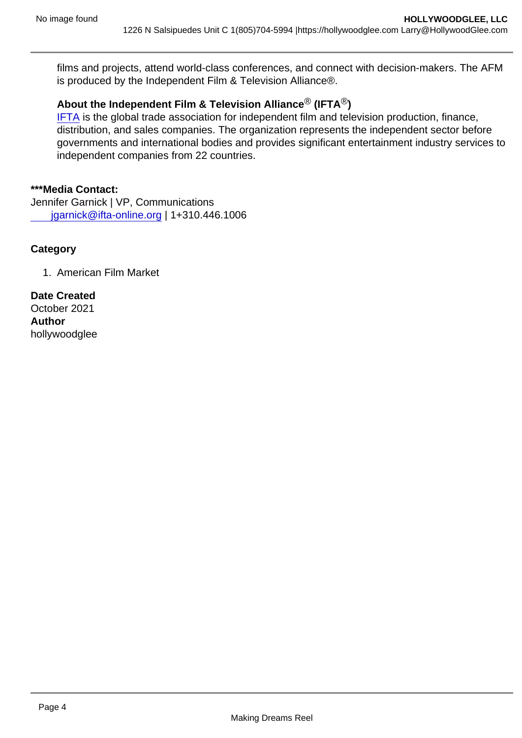films and projects, attend world-class conferences, and connect with decision-makers. The AFM is produced by the Independent Film & Television Alliance®.

**About the Independent Film & Television Alliance® (IFTA®)**
IFTA is the global trade association for independent film and television production, finance, distribution, and sales companies. The organization represents the independent sector before governments and international bodies and provides significant entertainment industry services to independent companies from 22 countries.

**\*\*\*Media Contact:**
Jennifer Garnick | VP, Communications
jgarnick@ifta-online.org | 1+310.446.1006

**Category**

1. American Film Market

**Date Created**
October 2021
**Author**
hollywoodglee